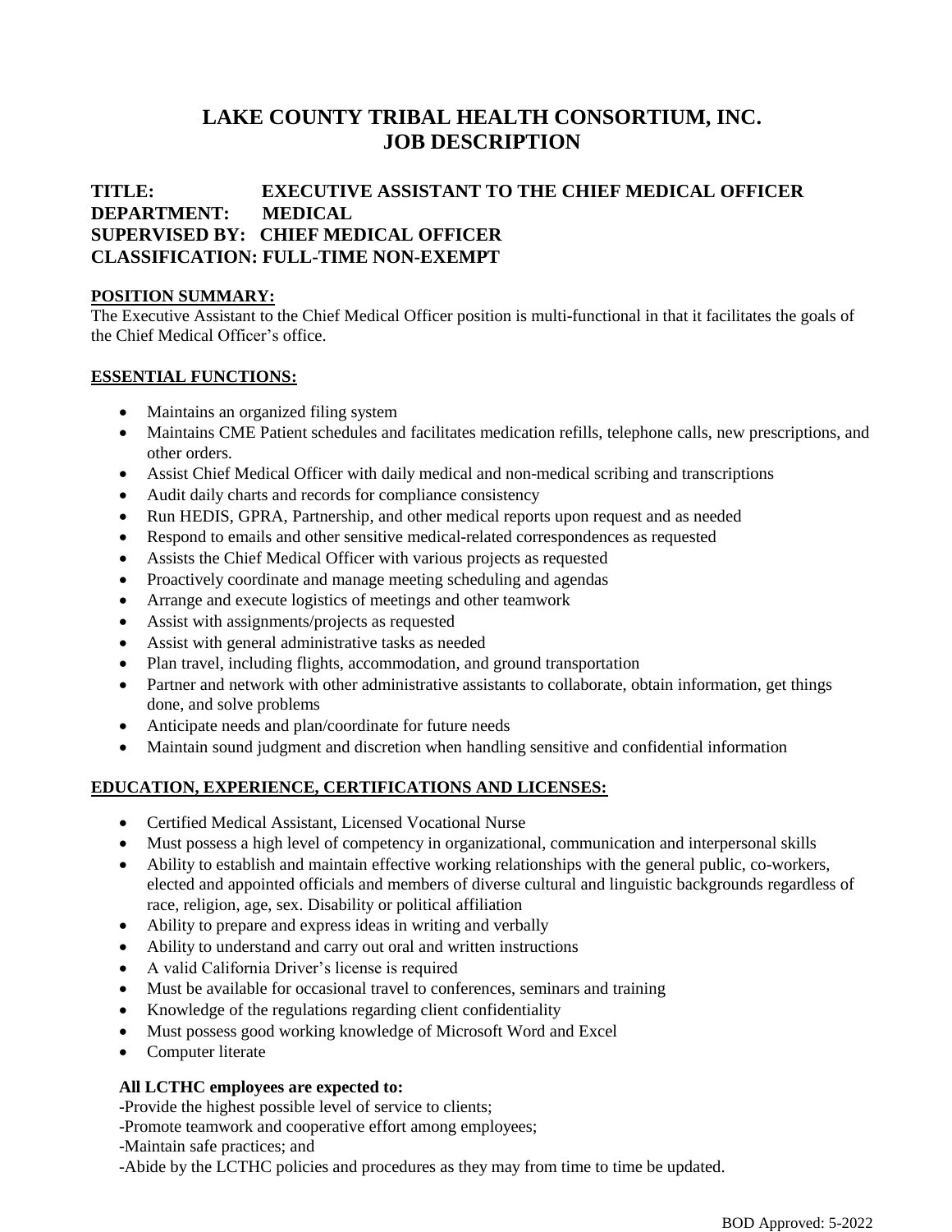# LAKE COUNTY TRIBAL HEALTH CONSORTIUM, INC.
# JOB DESCRIPTION

**TITLE:** EXECUTIVE ASSISTANT TO THE CHIEF MEDICAL OFFICER
**DEPARTMENT:** MEDICAL
**SUPERVISED BY:** CHIEF MEDICAL OFFICER
**CLASSIFICATION:** FULL-TIME NON-EXEMPT

## POSITION SUMMARY:

The Executive Assistant to the Chief Medical Officer position is multi-functional in that it facilitates the goals of the Chief Medical Officer's office.

## ESSENTIAL FUNCTIONS:

- Maintains an organized filing system
- Maintains CME Patient schedules and facilitates medication refills, telephone calls, new prescriptions, and other orders.
- Assist Chief Medical Officer with daily medical and non-medical scribing and transcriptions
- Audit daily charts and records for compliance consistency
- Run HEDIS, GPRA, Partnership, and other medical reports upon request and as needed
- Respond to emails and other sensitive medical-related correspondences as requested
- Assists the Chief Medical Officer with various projects as requested
- Proactively coordinate and manage meeting scheduling and agendas
- Arrange and execute logistics of meetings and other teamwork
- Assist with assignments/projects as requested
- Assist with general administrative tasks as needed
- Plan travel, including flights, accommodation, and ground transportation
- Partner and network with other administrative assistants to collaborate, obtain information, get things done, and solve problems
- Anticipate needs and plan/coordinate for future needs
- Maintain sound judgment and discretion when handling sensitive and confidential information

## EDUCATION, EXPERIENCE, CERTIFICATIONS AND LICENSES:

- Certified Medical Assistant, Licensed Vocational Nurse
- Must possess a high level of competency in organizational, communication and interpersonal skills
- Ability to establish and maintain effective working relationships with the general public, co-workers, elected and appointed officials and members of diverse cultural and linguistic backgrounds regardless of race, religion, age, sex. Disability or political affiliation
- Ability to prepare and express ideas in writing and verbally
- Ability to understand and carry out oral and written instructions
- A valid California Driver's license is required
- Must be available for occasional travel to conferences, seminars and training
- Knowledge of the regulations regarding client confidentiality
- Must possess good working knowledge of Microsoft Word and Excel
- Computer literate

**All LCTHC employees are expected to:**

-Provide the highest possible level of service to clients;
-Promote teamwork and cooperative effort among employees;
-Maintain safe practices; and
-Abide by the LCTHC policies and procedures as they may from time to time be updated.

BOD Approved: 5-2022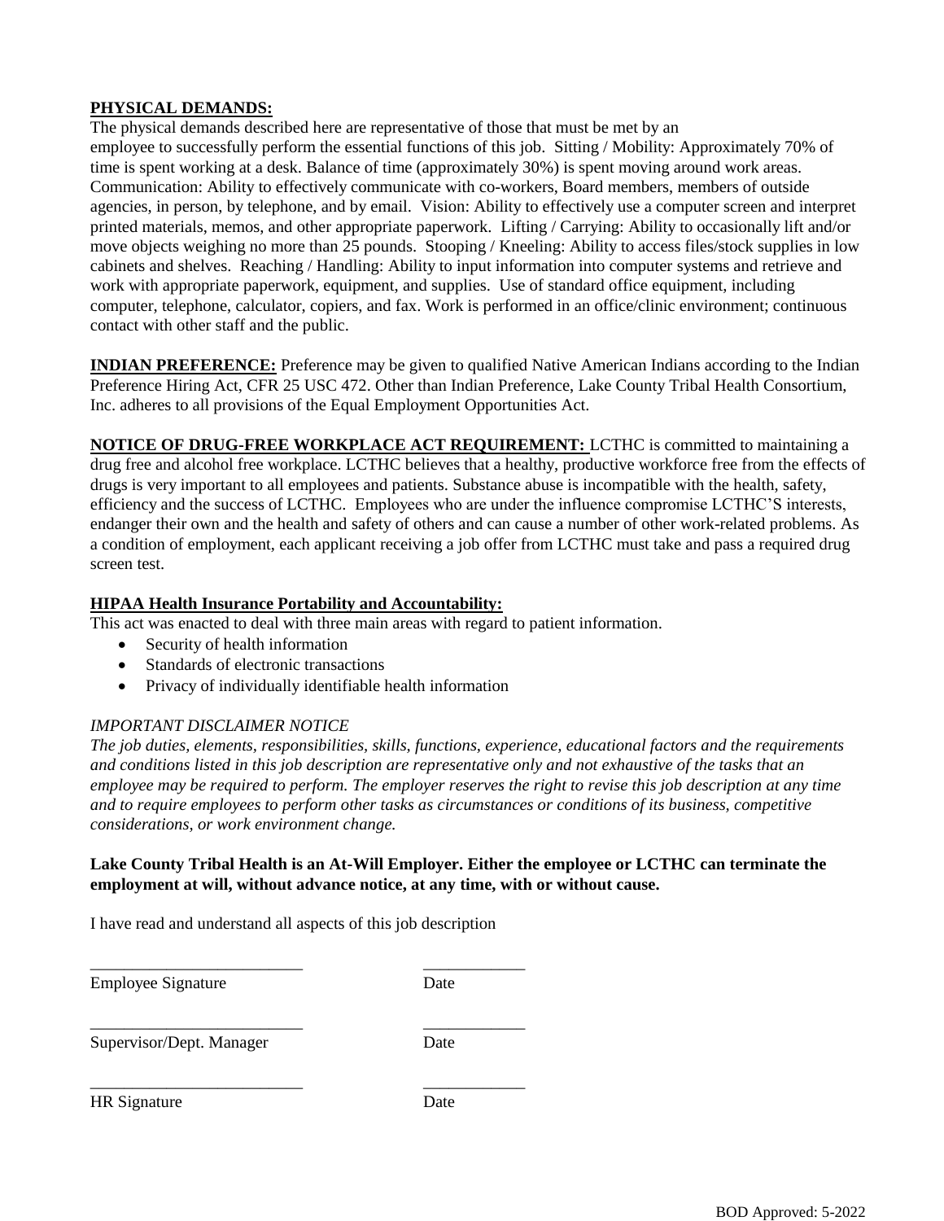**PHYSICAL DEMANDS:**

The physical demands described here are representative of those that must be met by an employee to successfully perform the essential functions of this job. Sitting / Mobility: Approximately 70% of time is spent working at a desk. Balance of time (approximately 30%) is spent moving around work areas. Communication: Ability to effectively communicate with co-workers, Board members, members of outside agencies, in person, by telephone, and by email. Vision: Ability to effectively use a computer screen and interpret printed materials, memos, and other appropriate paperwork. Lifting / Carrying: Ability to occasionally lift and/or move objects weighing no more than 25 pounds. Stooping / Kneeling: Ability to access files/stock supplies in low cabinets and shelves. Reaching / Handling: Ability to input information into computer systems and retrieve and work with appropriate paperwork, equipment, and supplies. Use of standard office equipment, including computer, telephone, calculator, copiers, and fax. Work is performed in an office/clinic environment; continuous contact with other staff and the public.

**INDIAN PREFERENCE:** Preference may be given to qualified Native American Indians according to the Indian Preference Hiring Act, CFR 25 USC 472. Other than Indian Preference, Lake County Tribal Health Consortium, Inc. adheres to all provisions of the Equal Employment Opportunities Act.

**NOTICE OF DRUG-FREE WORKPLACE ACT REQUIREMENT:** LCTHC is committed to maintaining a drug free and alcohol free workplace. LCTHC believes that a healthy, productive workforce free from the effects of drugs is very important to all employees and patients. Substance abuse is incompatible with the health, safety, efficiency and the success of LCTHC. Employees who are under the influence compromise LCTHC'S interests, endanger their own and the health and safety of others and can cause a number of other work-related problems. As a condition of employment, each applicant receiving a job offer from LCTHC must take and pass a required drug screen test.

**HIPAA Health Insurance Portability and Accountability:**

This act was enacted to deal with three main areas with regard to patient information.

- Security of health information
- Standards of electronic transactions
- Privacy of individually identifiable health information

*IMPORTANT DISCLAIMER NOTICE*

*The job duties, elements, responsibilities, skills, functions, experience, educational factors and the requirements and conditions listed in this job description are representative only and not exhaustive of the tasks that an employee may be required to perform. The employer reserves the right to revise this job description at any time and to require employees to perform other tasks as circumstances or conditions of its business, competitive considerations, or work environment change.*

**Lake County Tribal Health is an At-Will Employer. Either the employee or LCTHC can terminate the employment at will, without advance notice, at any time, with or without cause.**

I have read and understand all aspects of this job description

\_\_\_\_\_\_\_\_\_\_\_\_\_\_\_\_\_\_\_\_\_\_\_\_\_\_ \_\_\_\_\_\_\_\_\_\_\_\_

Employee Signature Date

\_\_\_\_\_\_\_\_\_\_\_\_\_\_\_\_\_\_\_\_\_\_\_\_\_\_ \_\_\_\_\_\_\_\_\_\_\_\_

Supervisor/Dept. Manager Date

\_\_\_\_\_\_\_\_\_\_\_\_\_\_\_\_\_\_\_\_\_\_\_\_\_\_ \_\_\_\_\_\_\_\_\_\_\_\_

HR Signature Date

BOD Approved: 5-2022